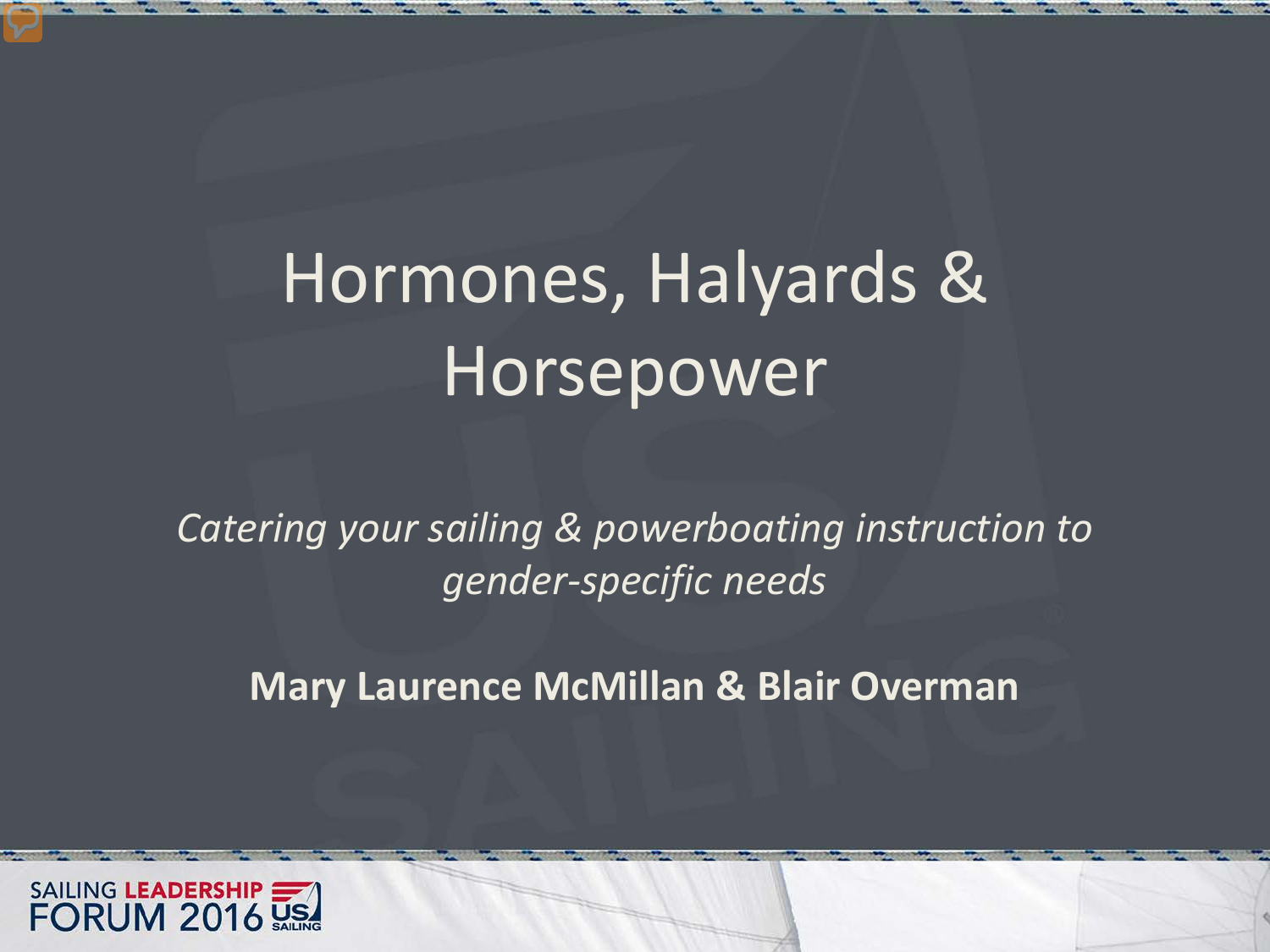# Hormones, Halyards & Horsepower

*Catering your sailing & powerboating instruction to gender-specific needs*

**Mary Laurence McMillan & Blair Overman**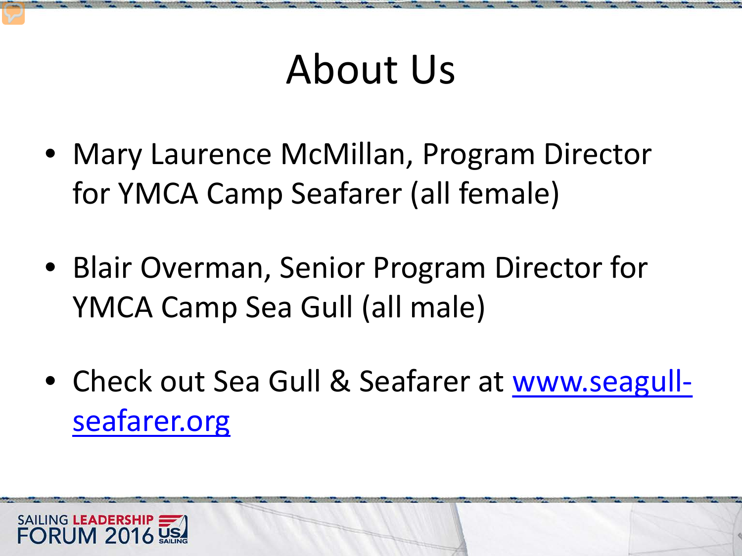# About Us

- Mary Laurence McMillan, Program Director for YMCA Camp Seafarer (all female)
- Blair Overman, Senior Program Director for YMCA Camp Sea Gull (all male)
- Check out Sea Gull & Seafarer at [www.seagull-seafarer.org](http://www.seagull-seafarer.org)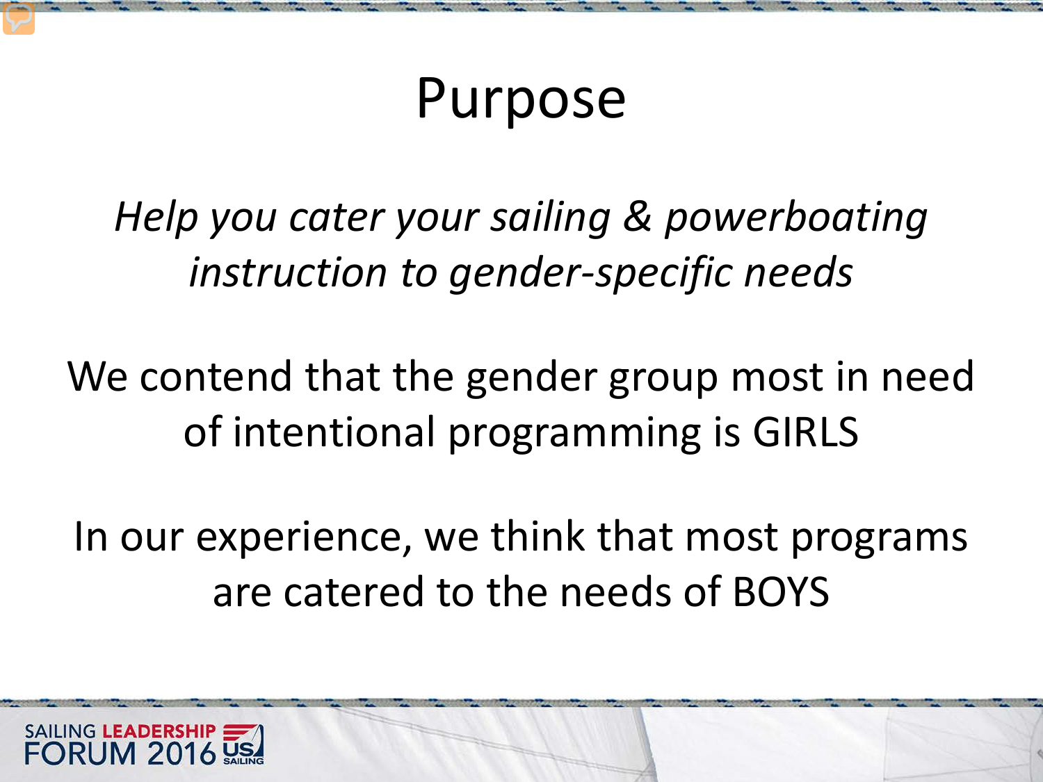# Purpose

*Help you cater your sailing & powerboating instruction to gender-specific needs*

We contend that the gender group most in need of intentional programming is GIRLS

In our experience, we think that most programs are catered to the needs of BOYS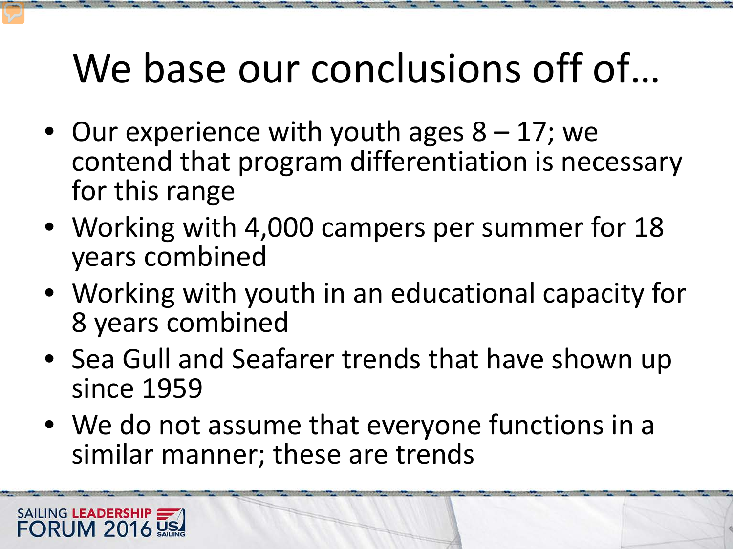# We base our conclusions off of…

- Our experience with youth ages 8 – 17; we contend that program differentiation is necessary for this range
- Working with 4,000 campers per summer for 18 years combined
- Working with youth in an educational capacity for 8 years combined
- Sea Gull and Seafarer trends that have shown up since 1959
- We do not assume that everyone functions in a similar manner; these are trends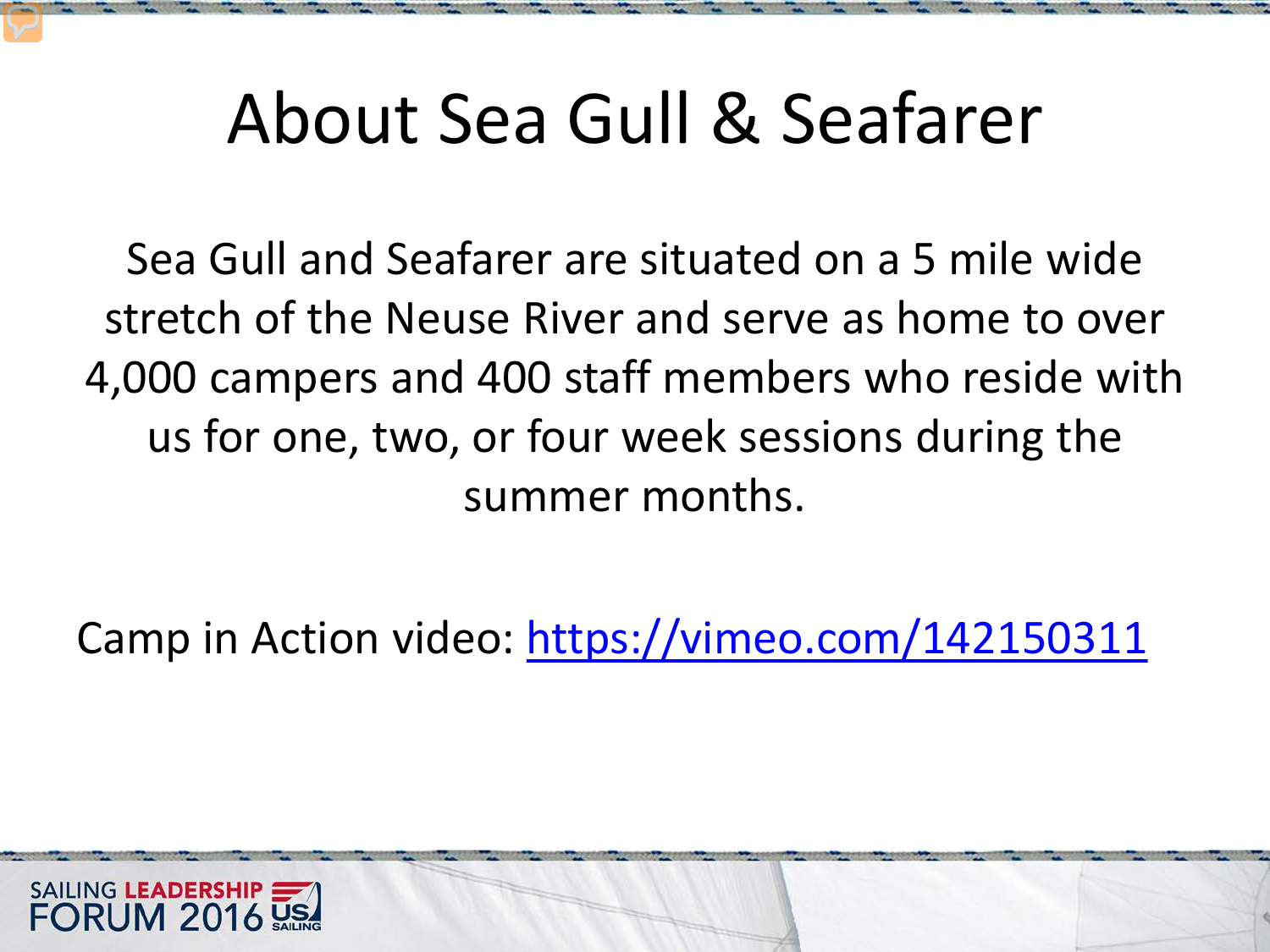# About Sea Gull & Seafarer

Sea Gull and Seafarer are situated on a 5 mile wide stretch of the Neuse River and serve as home to over 4,000 campers and 400 staff members who reside with us for one, two, or four week sessions during the summer months.

Camp in Action video: https://vimeo.com/142150311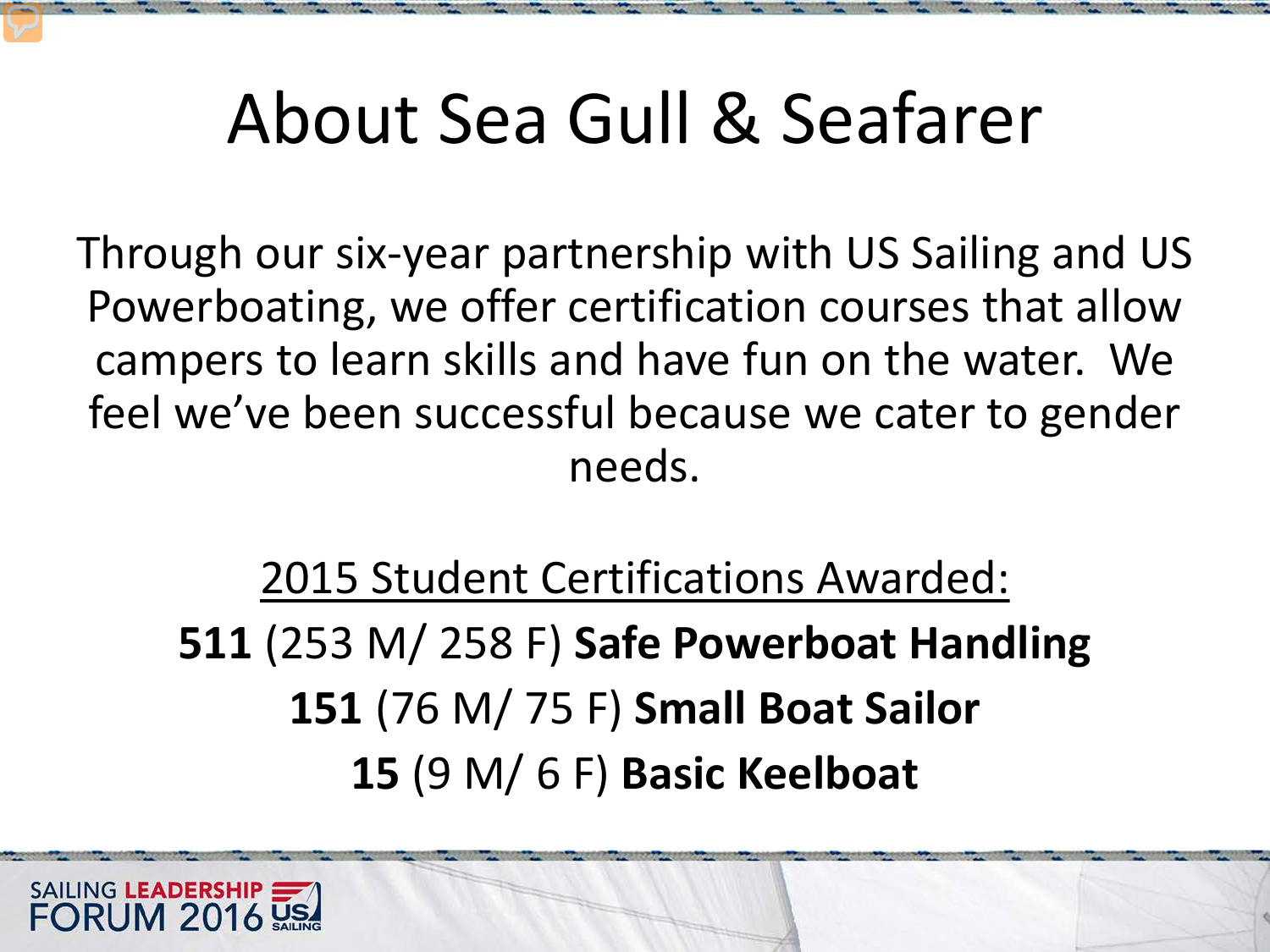# About Sea Gull & Seafarer

Through our six-year partnership with US Sailing and US Powerboating, we offer certification courses that allow campers to learn skills and have fun on the water. We feel we've been successful because we cater to gender needs.

2015 Student Certifications Awarded:

**511** (253 M/ 258 F) **Safe Powerboat Handling**

**151** (76 M/ 75 F) **Small Boat Sailor**

**15** (9 M/ 6 F) **Basic Keelboat**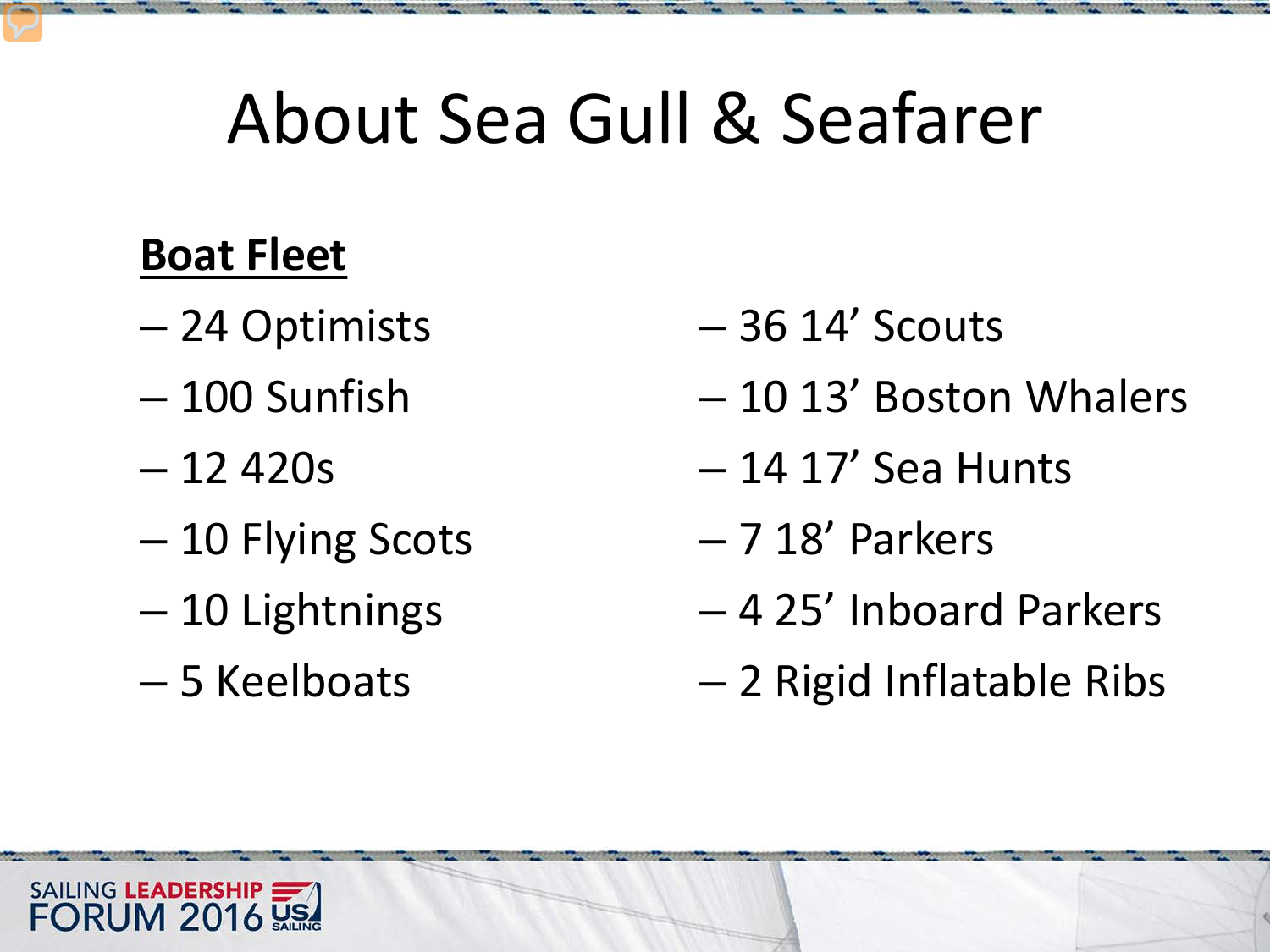# About Sea Gull & Seafarer

**Boat Fleet**

- 24 Optimists
- 100 Sunfish
- 12 420s
- 10 Flying Scots
- 10 Lightnings
- 5 Keelboats
- 36 14' Scouts
- 10 13' Boston Whalers
- 14 17' Sea Hunts
- 7 18' Parkers
- 4 25' Inboard Parkers
- 2 Rigid Inflatable Ribs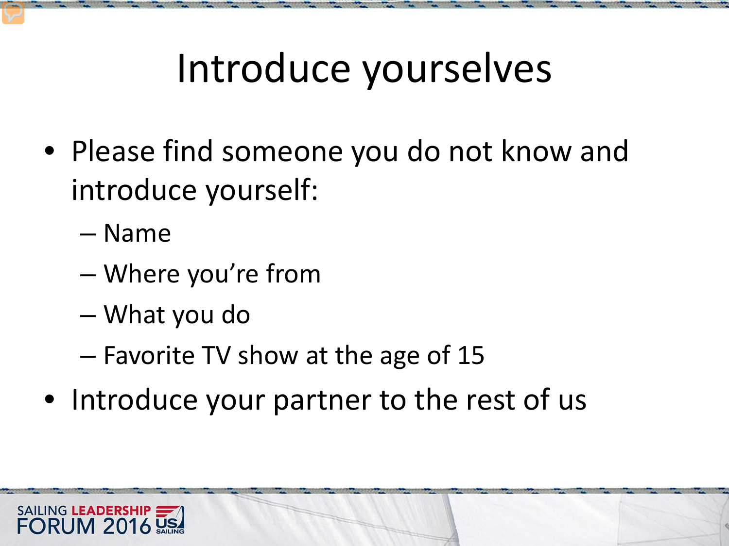# Introduce yourselves

- Please find someone you do not know and introduce yourself:
  - Name
  - Where you're from
  - What you do
  - Favorite TV show at the age of 15
- Introduce your partner to the rest of us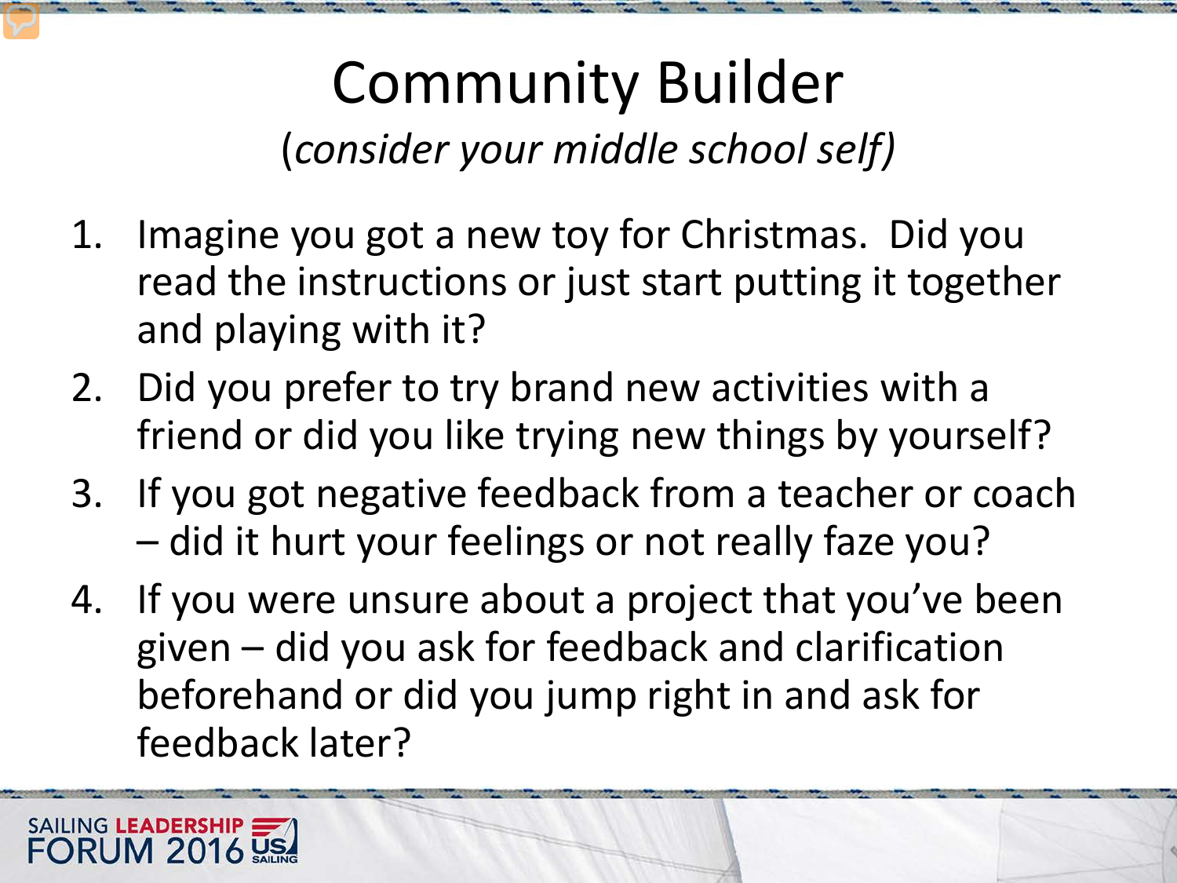# Community Builder

*(consider your middle school self)*

1. Imagine you got a new toy for Christmas. Did you read the instructions or just start putting it together and playing with it?
2. Did you prefer to try brand new activities with a friend or did you like trying new things by yourself?
3. If you got negative feedback from a teacher or coach – did it hurt your feelings or not really faze you?
4. If you were unsure about a project that you've been given – did you ask for feedback and clarification beforehand or did you jump right in and ask for feedback later?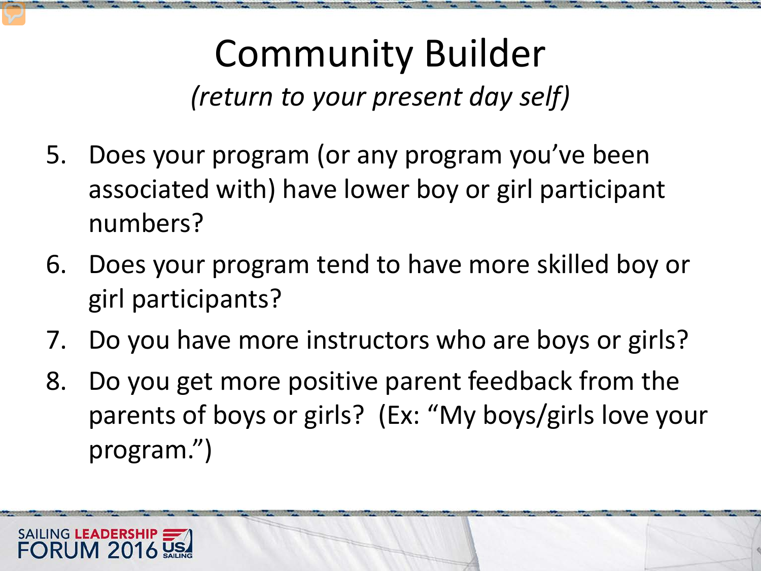# Community Builder

*(return to your present day self)*

5. Does your program (or any program you've been associated with) have lower boy or girl participant numbers?
6. Does your program tend to have more skilled boy or girl participants?
7. Do you have more instructors who are boys or girls?
8. Do you get more positive parent feedback from the parents of boys or girls? (Ex: "My boys/girls love your program.")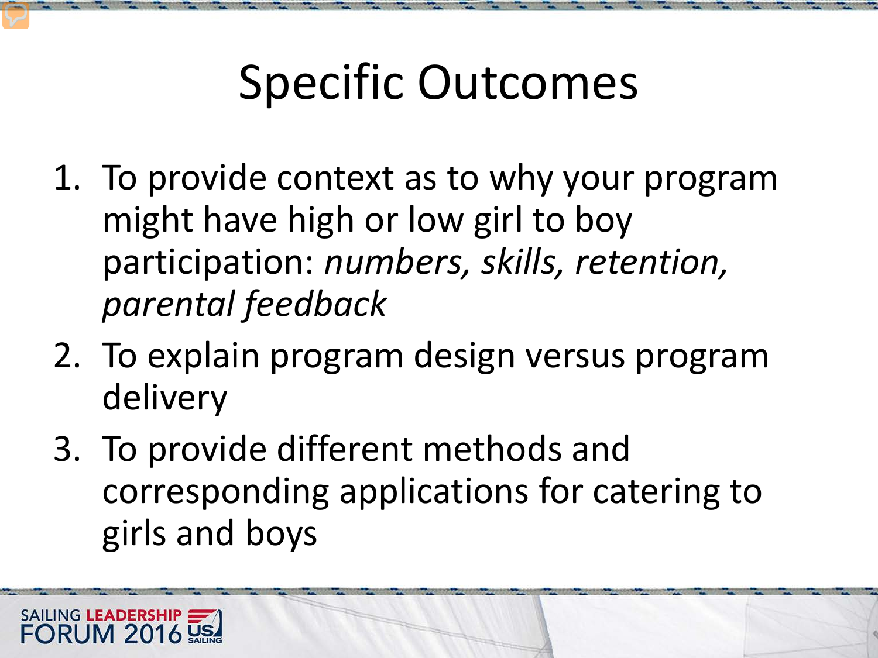# Specific Outcomes

1. To provide context as to why your program might have high or low girl to boy participation: *numbers, skills, retention, parental feedback*
2. To explain program design versus program delivery
3. To provide different methods and corresponding applications for catering to girls and boys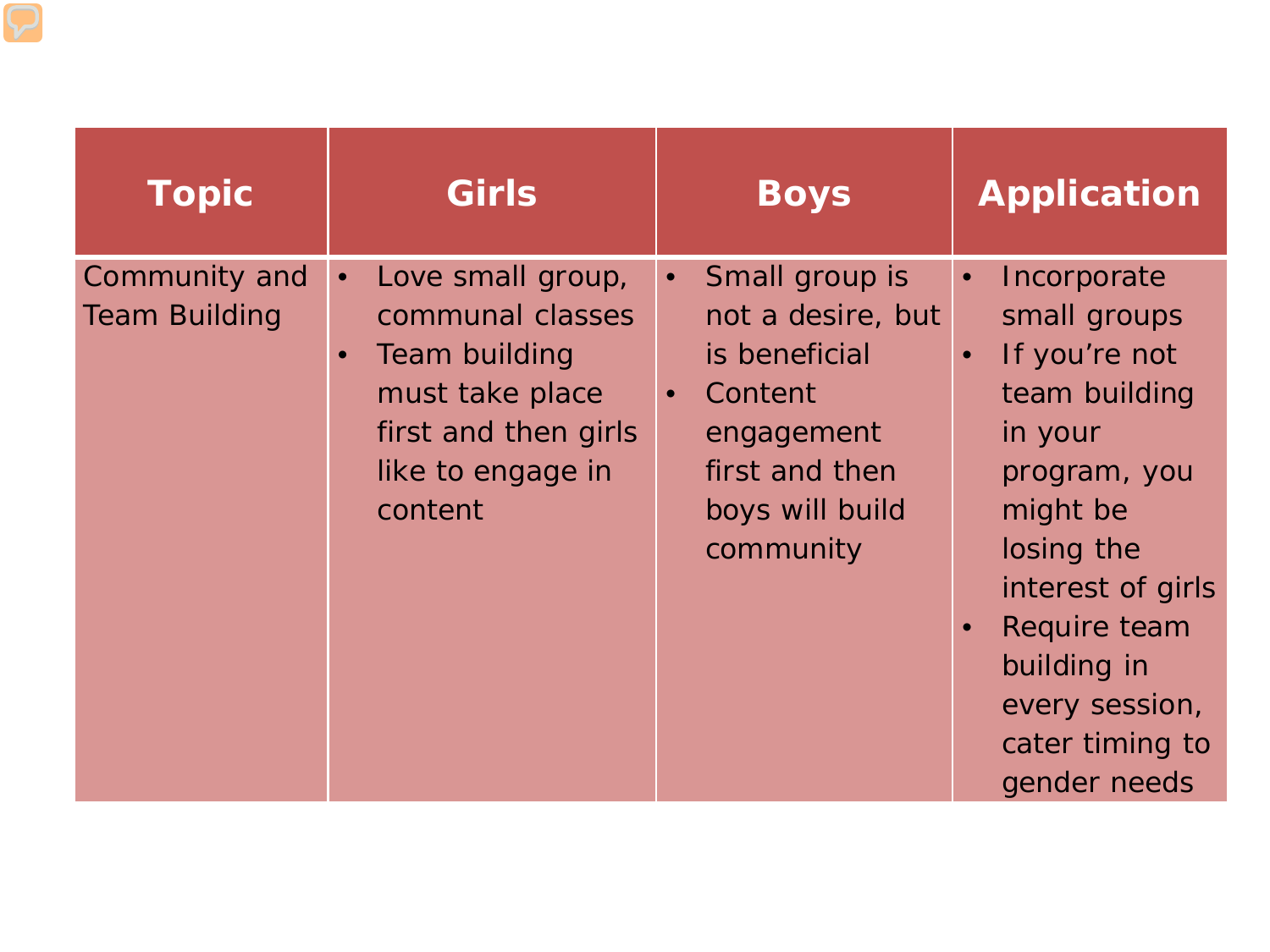| Topic | Girls | Boys | Application |
| --- | --- | --- | --- |
| Community and Team Building | • Love small group, communal classes<br>• Team building must take place first and then girls like to engage in content | • Small group is not a desire, but is beneficial<br>• Content engagement first and then boys will build community | • Incorporate small groups<br>• If you're not team building in your program, you might be losing the interest of girls<br>• Require team building in every session, cater timing to gender needs |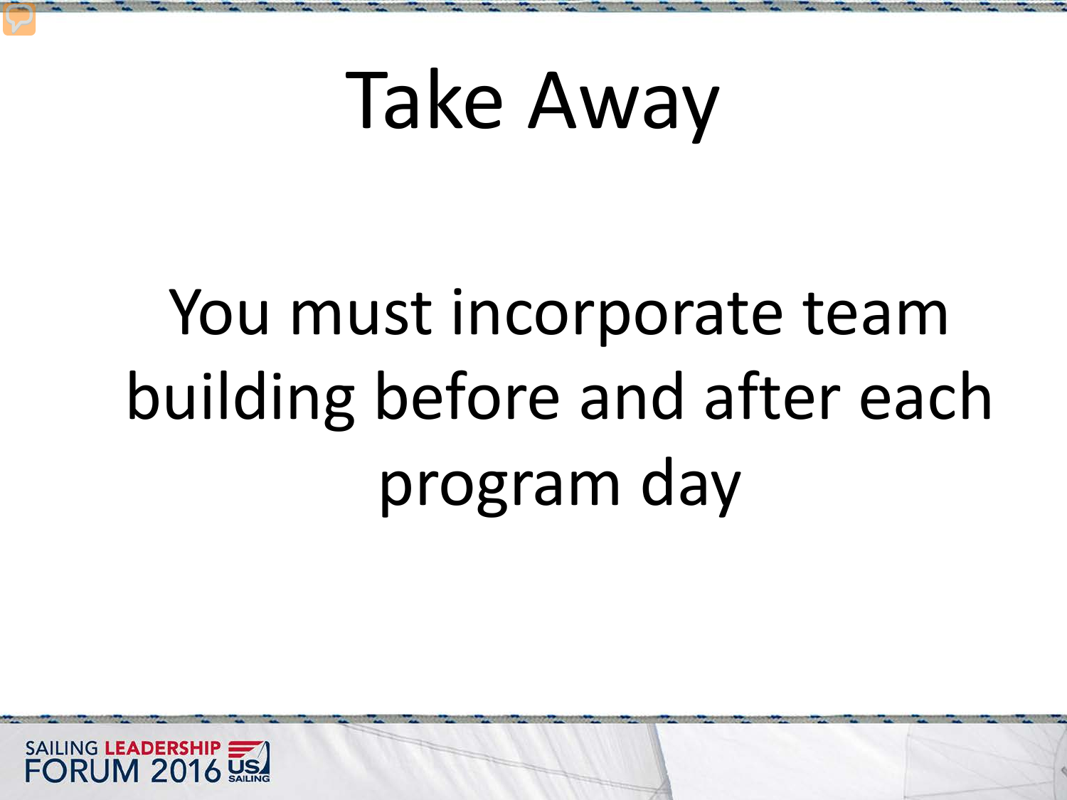# Take Away

You must incorporate team building before and after each program day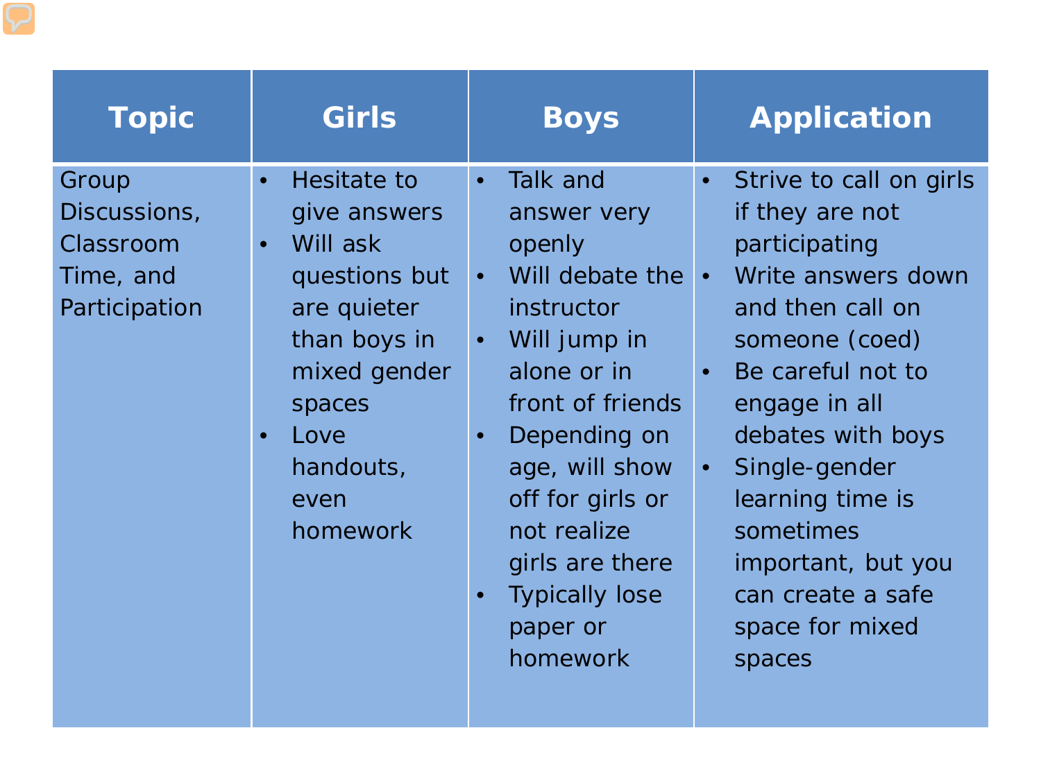| Topic | Girls | Boys | Application |
| --- | --- | --- | --- |
| Group Discussions, Classroom Time, and Participation | • Hesitate to give answers<br>• Will ask questions but are quieter than boys in mixed gender spaces<br>• Love handouts, even homework | • Talk and answer very openly<br>• Will debate the instructor<br>• Will jump in alone or in front of friends<br>• Depending on age, will show off for girls or not realize girls are there<br>• Typically lose paper or homework | • Strive to call on girls if they are not participating<br>• Write answers down and then call on someone (coed)<br>• Be careful not to engage in all debates with boys<br>• Single-gender learning time is sometimes important, but you can create a safe space for mixed spaces |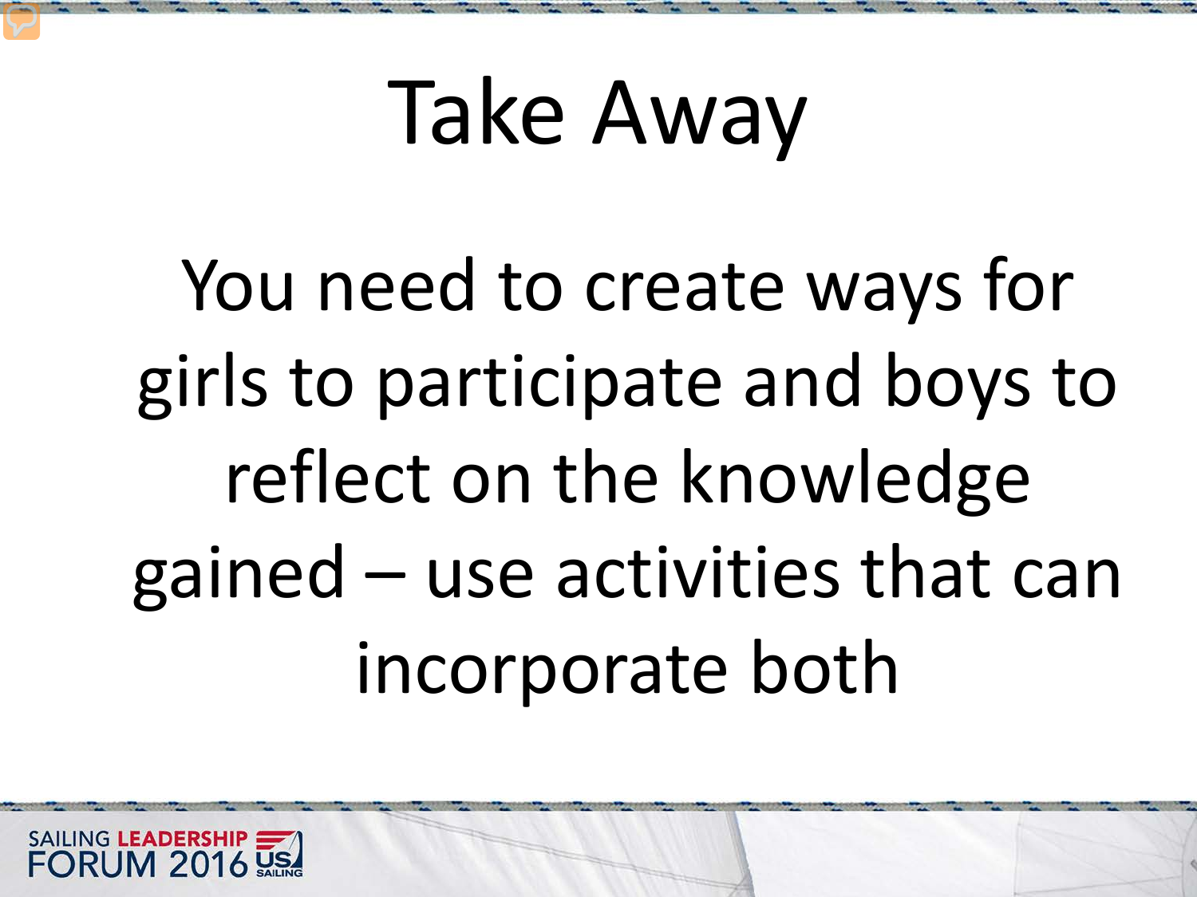# Take Away

You need to create ways for girls to participate and boys to reflect on the knowledge gained – use activities that can incorporate both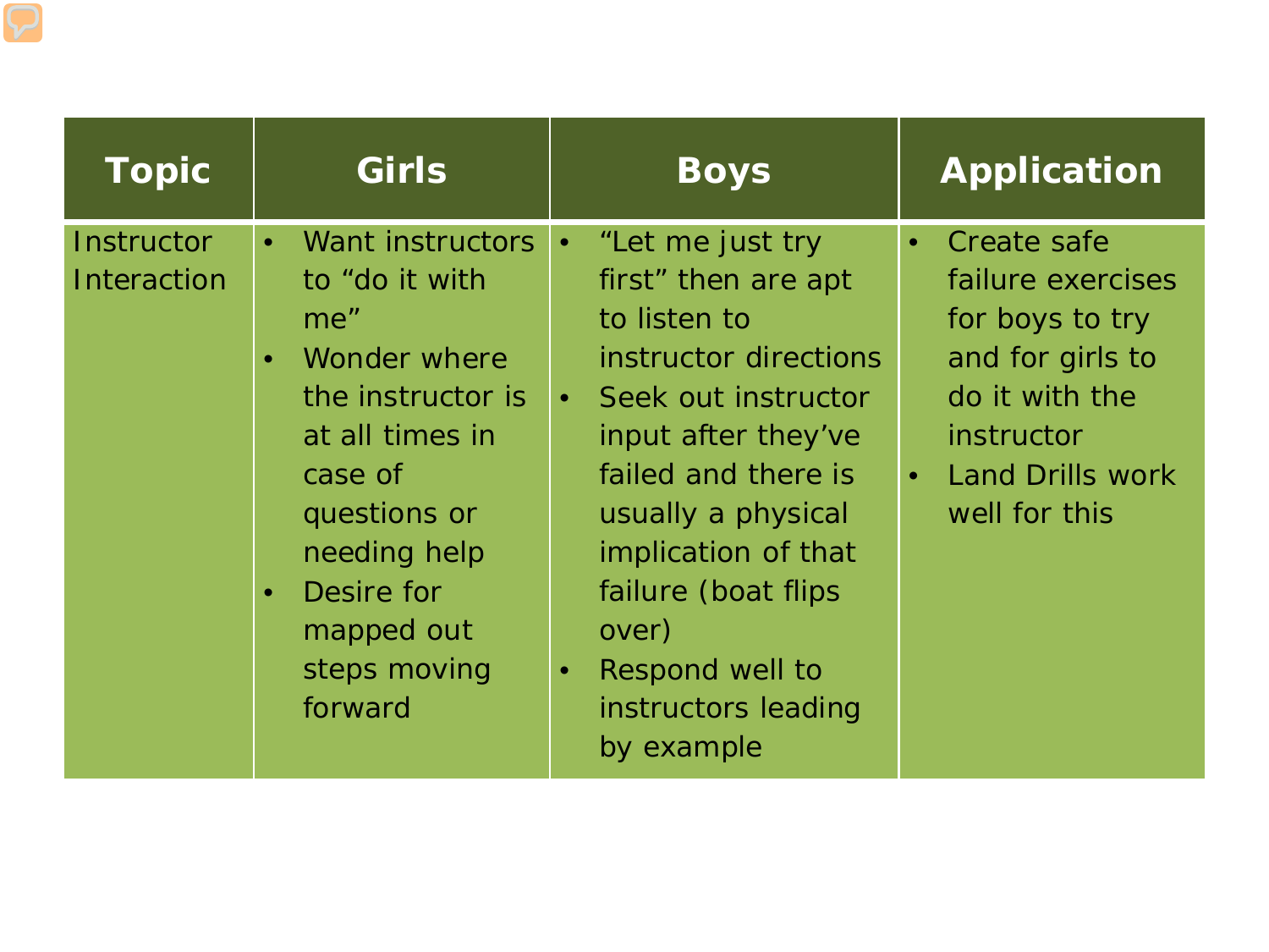| Topic | Girls | Boys | Application |
| --- | --- | --- | --- |
| Instructor Interaction | • Want instructors to "do it with me"<br>• Wonder where the instructor is at all times in case of questions or needing help<br>• Desire for mapped out steps moving forward | • "Let me just try first" then are apt to listen to instructor directions<br>• Seek out instructor input after they've failed and there is usually a physical implication of that failure (boat flips over)<br>• Respond well to instructors leading by example | • Create safe failure exercises for boys to try and for girls to do it with the instructor<br>• Land Drills work well for this |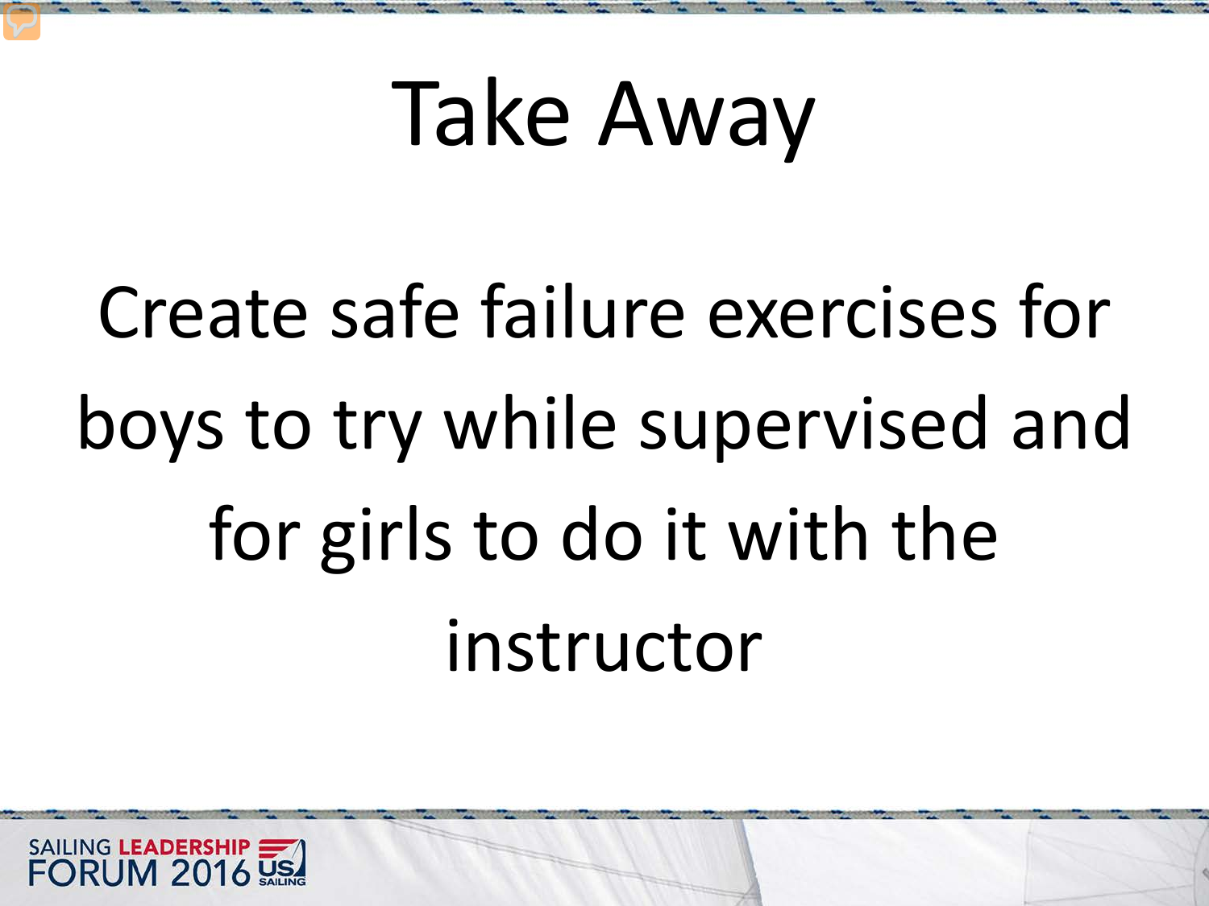# Take Away

Create safe failure exercises for boys to try while supervised and for girls to do it with the instructor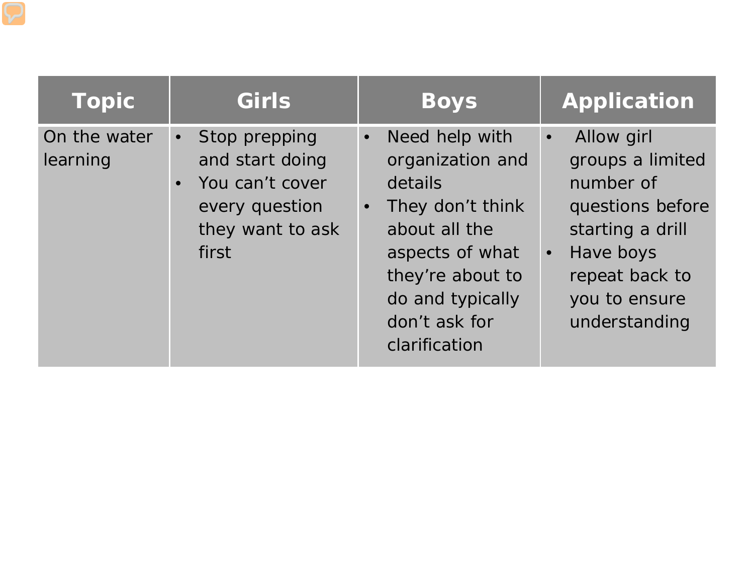| Topic | Girls | Boys | Application |
| --- | --- | --- | --- |
| On the water learning | • Stop prepping and start doing<br>• You can't cover every question they want to ask first | • Need help with organization and details<br>• They don't think about all the aspects of what they're about to do and typically don't ask for clarification | • Allow girl groups a limited number of questions before starting a drill<br>• Have boys repeat back to you to ensure understanding |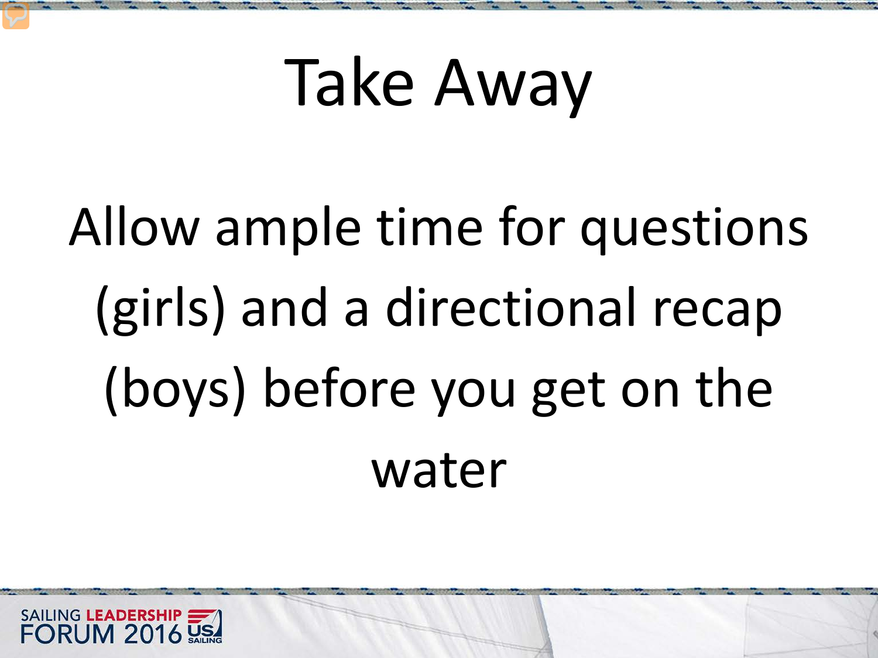# Take Away

Allow ample time for questions (girls) and a directional recap (boys) before you get on the water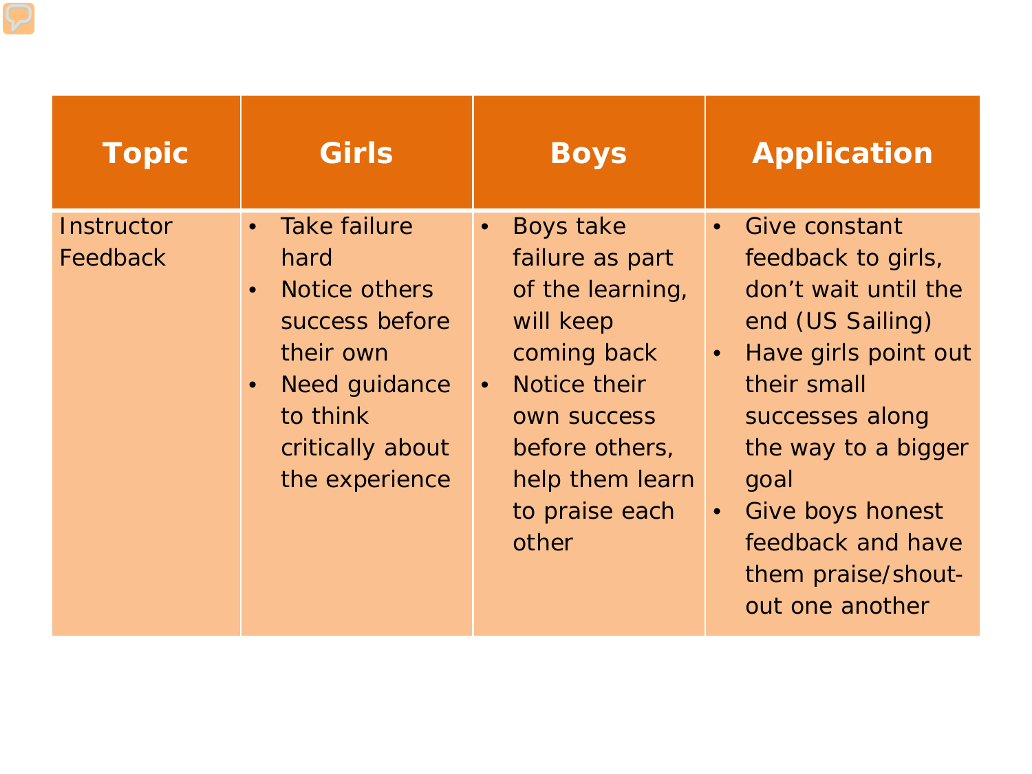| Topic | Girls | Boys | Application |
| --- | --- | --- | --- |
| Instructor Feedback | • Take failure hard<br>• Notice others success before their own<br>• Need guidance to think critically about the experience | • Boys take failure as part of the learning, will keep coming back<br>• Notice their own success before others, help them learn to praise each other | • Give constant feedback to girls, don't wait until the end (US Sailing)<br>• Have girls point out their small successes along the way to a bigger goal<br>• Give boys honest feedback and have them praise/shout-out one another |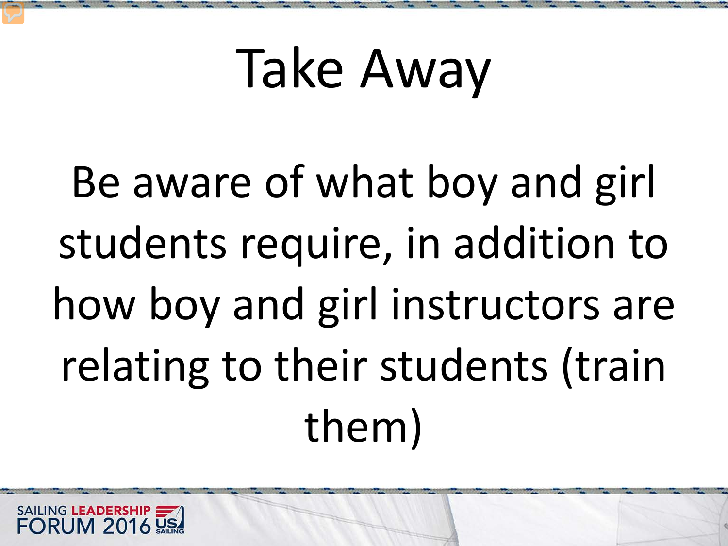# Take Away

Be aware of what boy and girl students require, in addition to how boy and girl instructors are relating to their students (train them)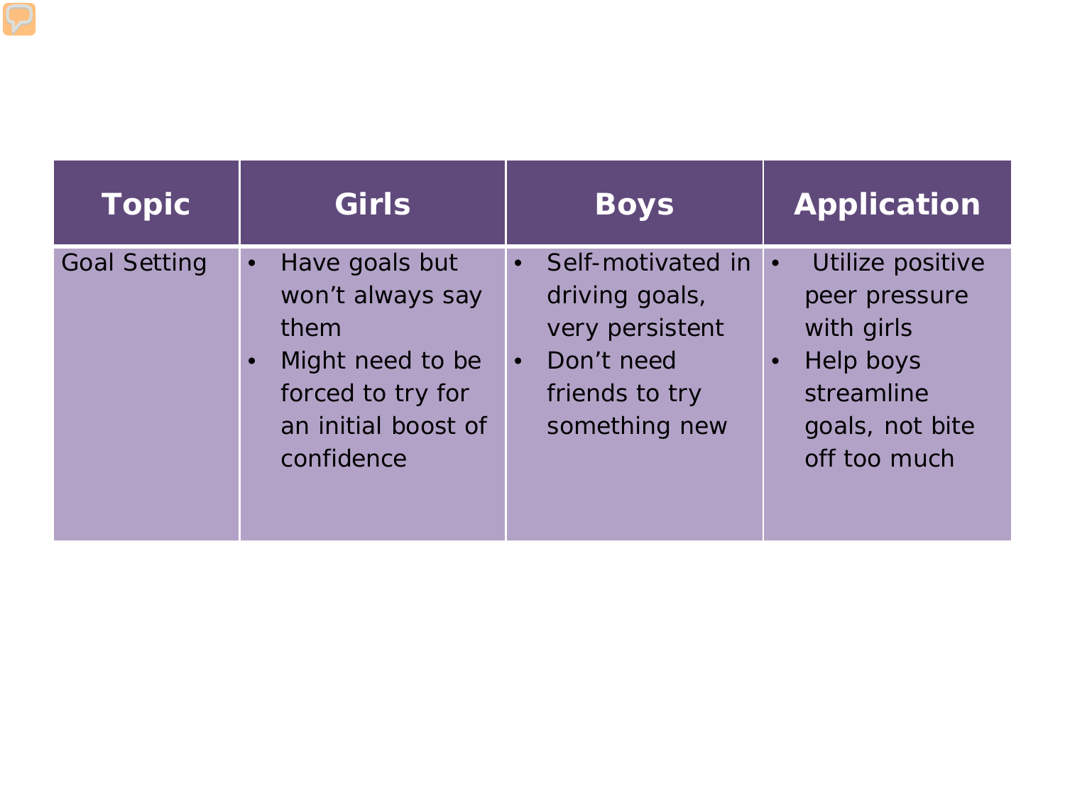| Topic | Girls | Boys | Application |
| --- | --- | --- | --- |
| Goal Setting | • Have goals but won't always say them<br>• Might need to be forced to try for an initial boost of confidence | • Self-motivated in driving goals, very persistent<br>• Don't need friends to try something new | • Utilize positive peer pressure with girls<br>• Help boys streamline goals, not bite off too much |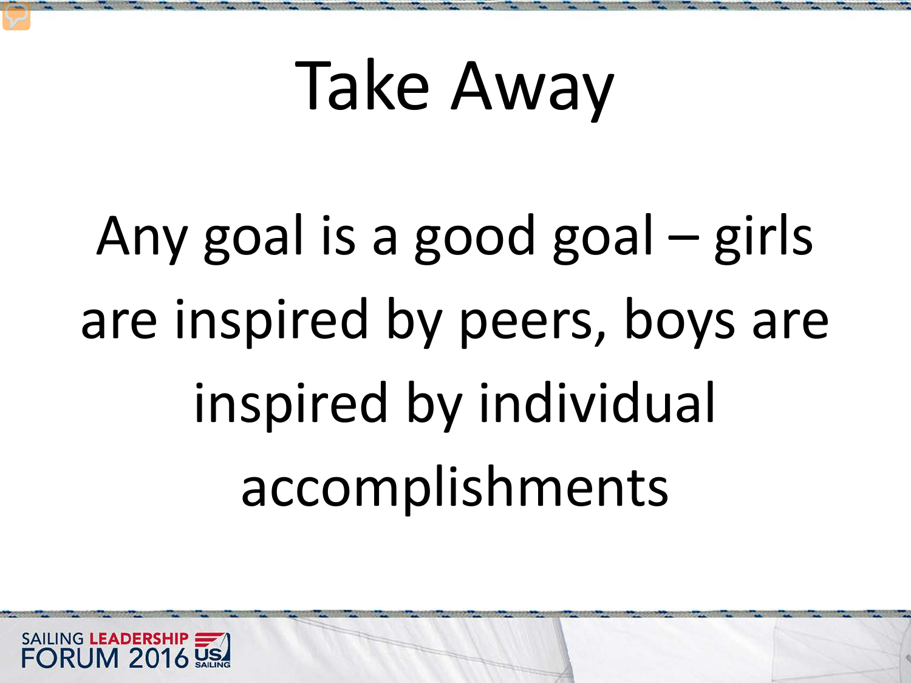# Take Away

Any goal is a good goal – girls are inspired by peers, boys are inspired by individual accomplishments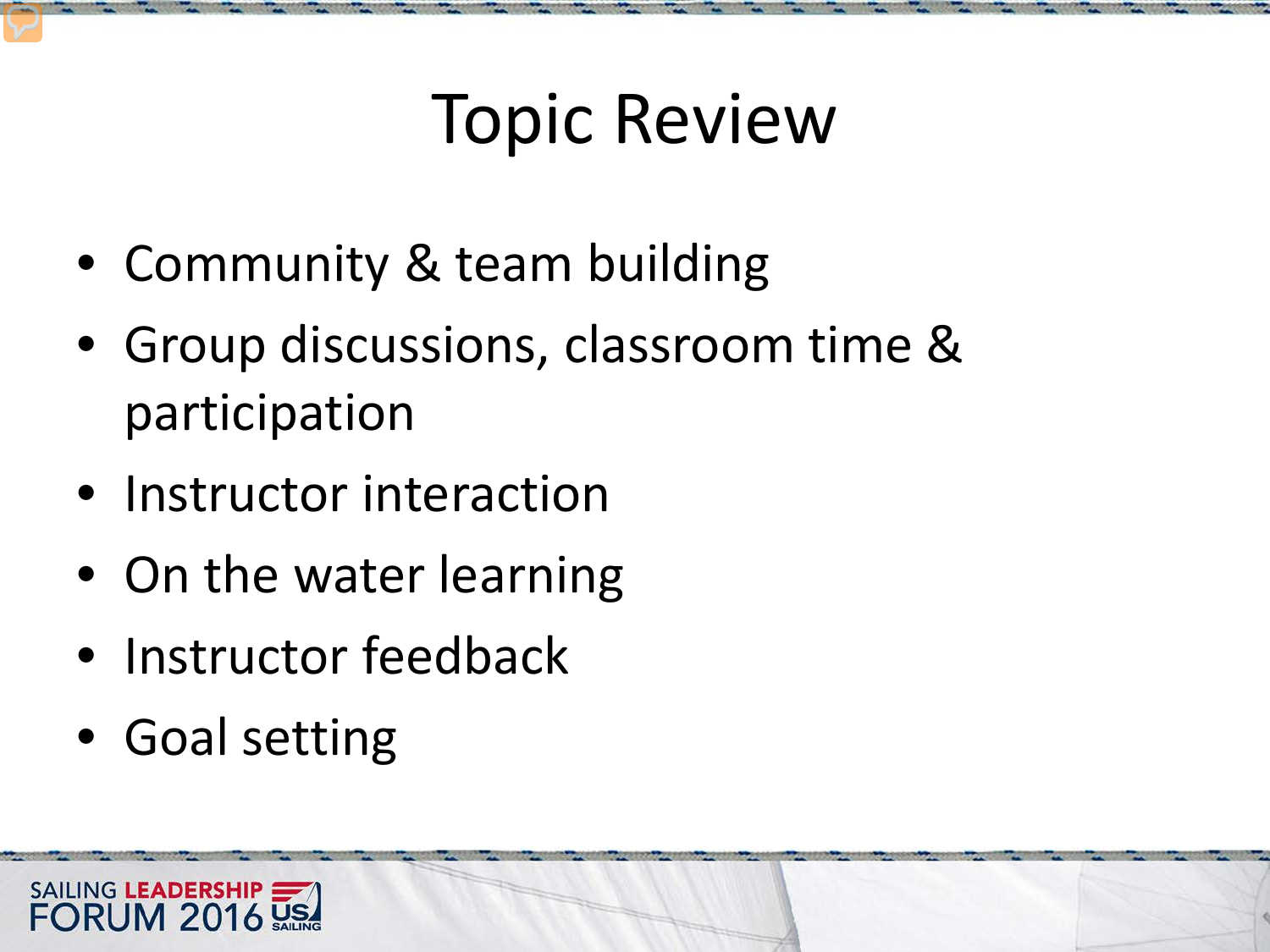# Topic Review

- Community & team building
- Group discussions, classroom time & participation
- Instructor interaction
- On the water learning
- Instructor feedback
- Goal setting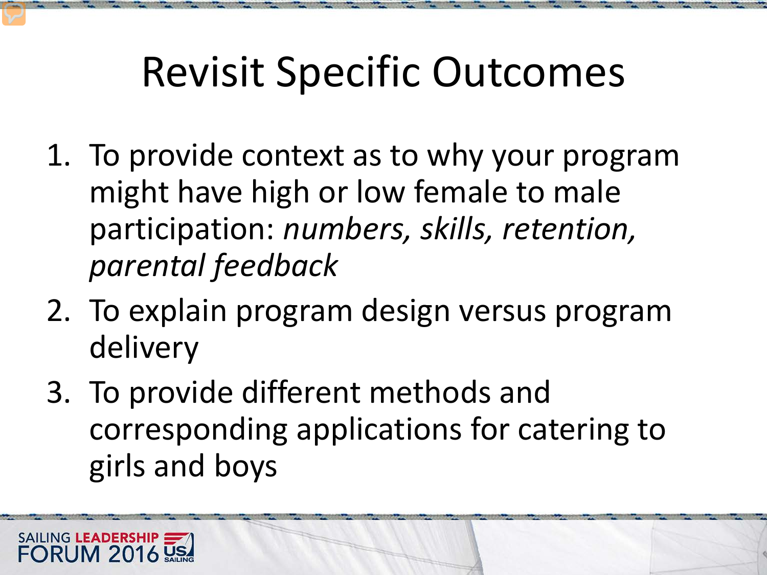# Revisit Specific Outcomes

1. To provide context as to why your program might have high or low female to male participation: *numbers, skills, retention, parental feedback*
2. To explain program design versus program delivery
3. To provide different methods and corresponding applications for catering to girls and boys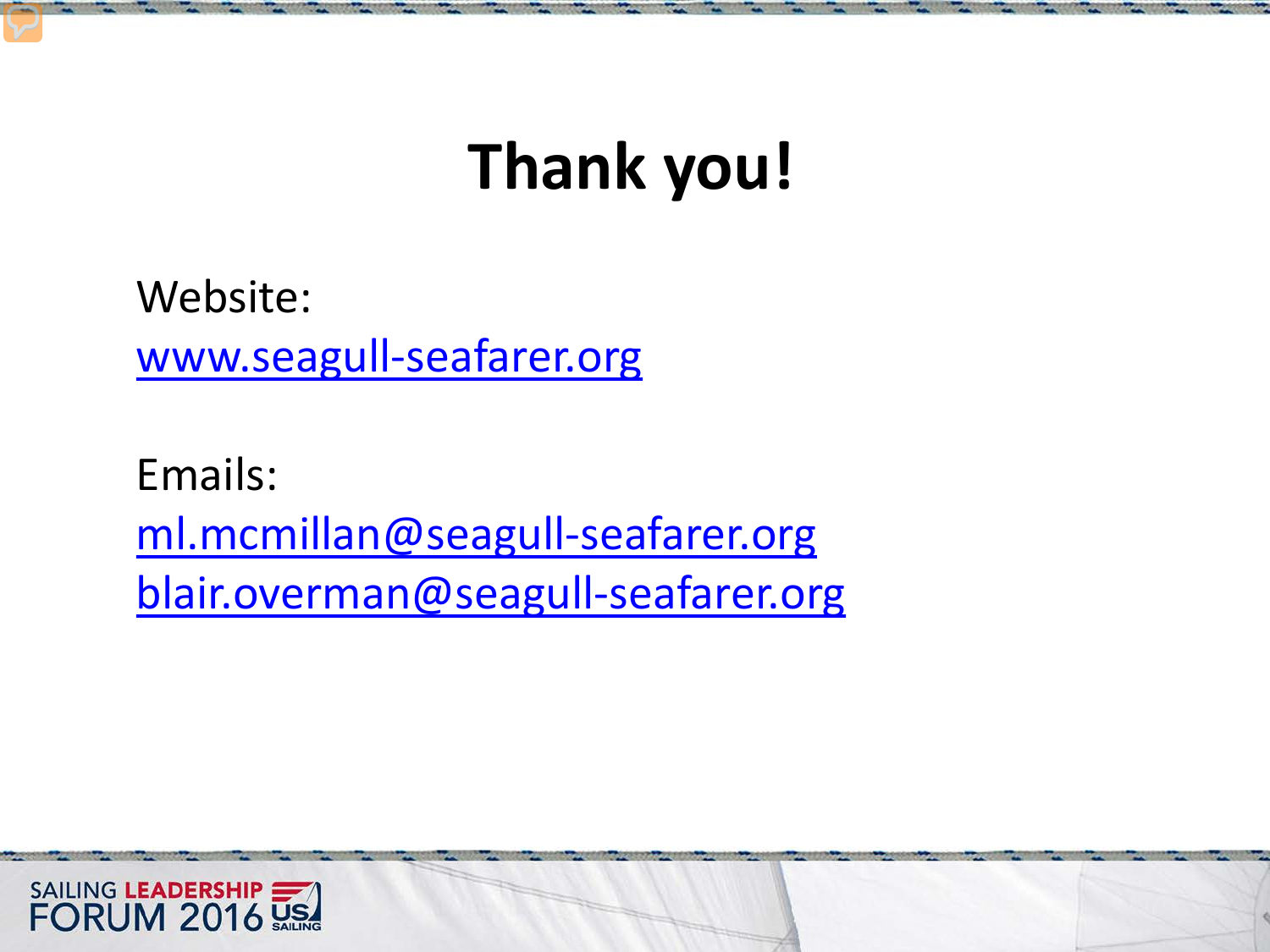# Thank you!

Website:
www.seagull-seafarer.org

Emails:
ml.mcmillan@seagull-seafarer.org
blair.overman@seagull-seafarer.org